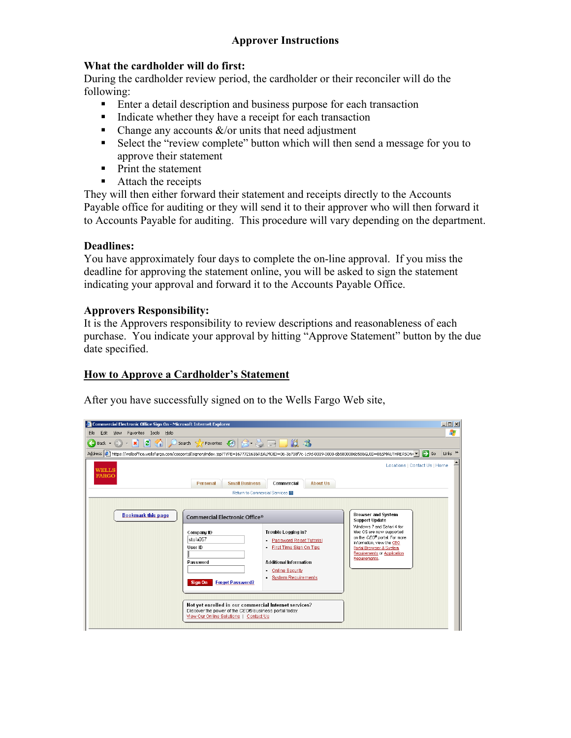# Approver Instructions

**What the cardholder will do first:**

During the cardholder review period, the cardholder or their reconciler will do the following:

- Enter a detail description and business purpose for each transaction
- Indicate whether they have a receipt for each transaction
- Change any accounts &/or units that need adjustment
- Select the "review complete" button which will then send a message for you to approve their statement
- Print the statement
- Attach the receipts

They will then either forward their statement and receipts directly to the Accounts Payable office for auditing or they will send it to their approver who will then forward it to Accounts Payable for auditing. This procedure will vary depending on the department.

**Deadlines:**

You have approximately four days to complete the on-line approval. If you miss the deadline for approving the statement online, you will be asked to sign the statement indicating your approval and forward it to the Accounts Payable Office.

**Approvers Responsibility:**

It is the Approvers responsibility to review descriptions and reasonableness of each purchase. You indicate your approval by hitting "Approve Statement" button by the due date specified.

## How to Approve a Cardholder's Statement

After you have successfully signed on to the Wells Fargo Web site,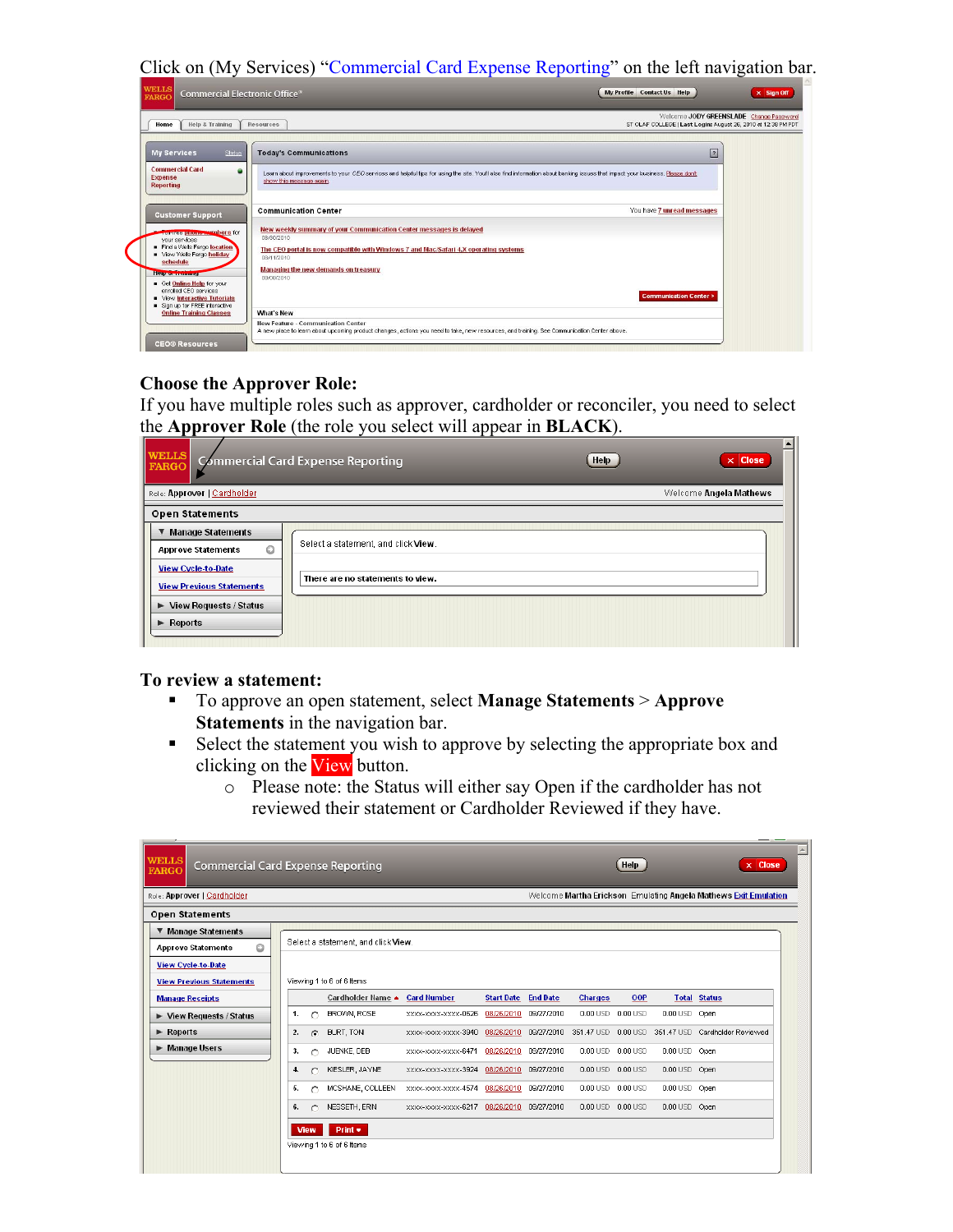Click on (My Services) "Commercial Card Expense Reporting" on the left navigation bar.

**Choose the Approver Role:**
If you have multiple roles such as approver, cardholder or reconciler, you need to select the **Approver Role** (the role you select will appear in **BLACK**).

**To review a statement:**

- To approve an open statement, select **Manage Statements** > **Approve Statements** in the navigation bar.
- Select the statement you wish to approve by selecting the appropriate box and clicking on the View button.
  - Please note: the Status will either say Open if the cardholder has not reviewed their statement or Cardholder Reviewed if they have.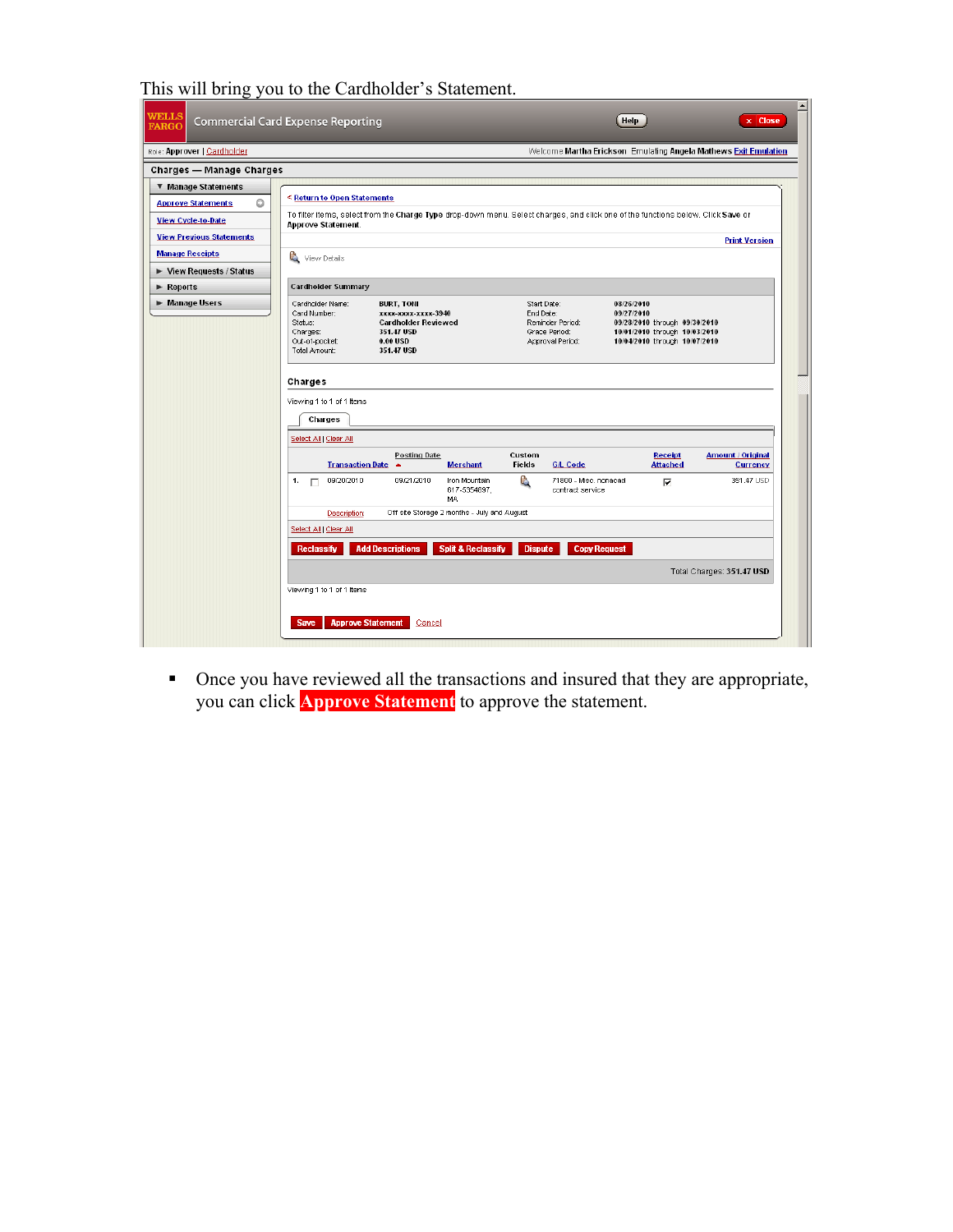This will bring you to the Cardholder's Statement.

WELLS FARGO Commercial Card Expense Reporting

Help

x Close

Role: Approver | Cardholder

Welcome Martha Erickson Emulating Angela Mathews Exit Emulation

Charges — Manage Charges

▼ Manage Statements

Approve Statements

View Cycle-to-Date

View Previous Statements

Manage Receipts

► View Requests / Status

► Reports

► Manage Users

< Return to Open Statements

To filter items, select from the **Charge Type** drop-down menu. Select charges, and click one of the functions below. Click **Save** or **Approve Statement**.

Print Version

View Details

**Cardholder Summary**

| | | | |
|---|---|---|---|
| Cardholder Name: | BURT, TONI | Start Date: | 08/26/2010 |
| Card Number: | xxxx-xxxx-xxxx-3940 | End Date: | 09/27/2010 |
| Status: | Cardholder Reviewed | Reminder Period: | 09/28/2010 through 09/30/2010 |
| Charges: | 351.47 USD | Grace Period: | 10/01/2010 through 10/03/2010 |
| Out-of-pocket: | 0.00 USD | Approval Period: | 10/04/2010 through 10/07/2010 |
| Total Amount: | 351.47 USD | | |

**Charges**

Viewing 1 to 1 of 1 Items

Charges

Select All | Clear All

| | | Transaction Date | Posting Date | Merchant | Custom Fields | GL Code | Receipt Attached | Amount / Original Currency |
|---|---|---|---|---|---|---|---|---|
| 1. | ☐ | 09/20/2010 | 09/21/2010 | Iron Mountain 617-5354897, MA | | 71800 - Misc. noncacd contract service | ☑ | 351.47 USD |
| | | Description | Off site Storage 2 months - July and August | | | | | |

Select All | Clear All

Reclassify | Add Descriptions | Split & Reclassify | Dispute | Copy Request

Total Charges: 351.47 USD

Viewing 1 to 1 of 1 Items

Save | Approve Statement | Cancel

- Once you have reviewed all the transactions and insured that they are appropriate, you can click **Approve Statement** to approve the statement.